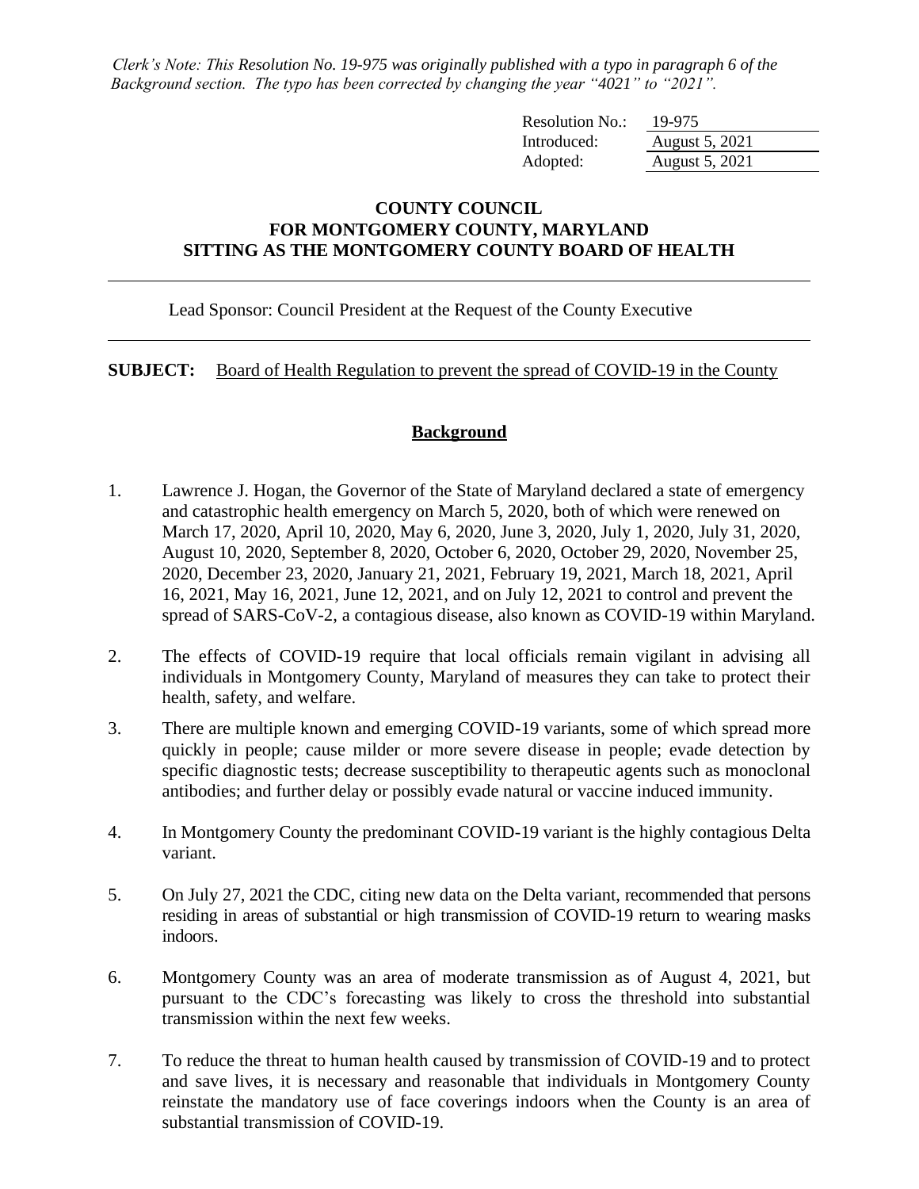*Clerk's Note: This Resolution No. 19-975 was originally published with a typo in paragraph 6 of the Background section. The typo has been corrected by changing the year "4021" to "2021".*

| | |
|---|---|
| Resolution No.: | 19-975 |
| Introduced: | August 5, 2021 |
| Adopted: | August 5, 2021 |

**COUNTY COUNCIL**
**FOR MONTGOMERY COUNTY, MARYLAND**
**SITTING AS THE MONTGOMERY COUNTY BOARD OF HEALTH**

---

Lead Sponsor: Council President at the Request of the County Executive

---

**SUBJECT:** Board of Health Regulation to prevent the spread of COVID-19 in the County

## Background

1. Lawrence J. Hogan, the Governor of the State of Maryland declared a state of emergency and catastrophic health emergency on March 5, 2020, both of which were renewed on March 17, 2020, April 10, 2020, May 6, 2020, June 3, 2020, July 1, 2020, July 31, 2020, August 10, 2020, September 8, 2020, October 6, 2020, October 29, 2020, November 25, 2020, December 23, 2020, January 21, 2021, February 19, 2021, March 18, 2021, April 16, 2021, May 16, 2021, June 12, 2021, and on July 12, 2021 to control and prevent the spread of SARS-CoV-2, a contagious disease, also known as COVID-19 within Maryland.

2. The effects of COVID-19 require that local officials remain vigilant in advising all individuals in Montgomery County, Maryland of measures they can take to protect their health, safety, and welfare.

3. There are multiple known and emerging COVID-19 variants, some of which spread more quickly in people; cause milder or more severe disease in people; evade detection by specific diagnostic tests; decrease susceptibility to therapeutic agents such as monoclonal antibodies; and further delay or possibly evade natural or vaccine induced immunity.

4. In Montgomery County the predominant COVID-19 variant is the highly contagious Delta variant.

5. On July 27, 2021 the CDC, citing new data on the Delta variant, recommended that persons residing in areas of substantial or high transmission of COVID-19 return to wearing masks indoors.

6. Montgomery County was an area of moderate transmission as of August 4, 2021, but pursuant to the CDC's forecasting was likely to cross the threshold into substantial transmission within the next few weeks.

7. To reduce the threat to human health caused by transmission of COVID-19 and to protect and save lives, it is necessary and reasonable that individuals in Montgomery County reinstate the mandatory use of face coverings indoors when the County is an area of substantial transmission of COVID-19.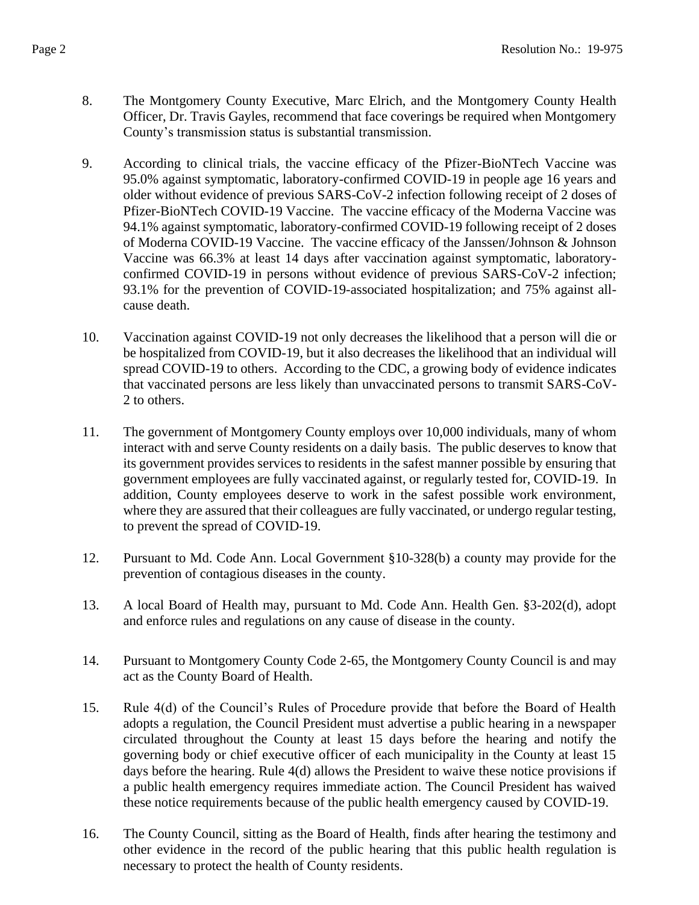8. The Montgomery County Executive, Marc Elrich, and the Montgomery County Health Officer, Dr. Travis Gayles, recommend that face coverings be required when Montgomery County's transmission status is substantial transmission.

9. According to clinical trials, the vaccine efficacy of the Pfizer-BioNTech Vaccine was 95.0% against symptomatic, laboratory-confirmed COVID-19 in people age 16 years and older without evidence of previous SARS-CoV-2 infection following receipt of 2 doses of Pfizer-BioNTech COVID-19 Vaccine. The vaccine efficacy of the Moderna Vaccine was 94.1% against symptomatic, laboratory-confirmed COVID-19 following receipt of 2 doses of Moderna COVID-19 Vaccine. The vaccine efficacy of the Janssen/Johnson & Johnson Vaccine was 66.3% at least 14 days after vaccination against symptomatic, laboratory-confirmed COVID-19 in persons without evidence of previous SARS-CoV-2 infection; 93.1% for the prevention of COVID-19-associated hospitalization; and 75% against all-cause death.

10. Vaccination against COVID-19 not only decreases the likelihood that a person will die or be hospitalized from COVID-19, but it also decreases the likelihood that an individual will spread COVID-19 to others. According to the CDC, a growing body of evidence indicates that vaccinated persons are less likely than unvaccinated persons to transmit SARS-CoV-2 to others.

11. The government of Montgomery County employs over 10,000 individuals, many of whom interact with and serve County residents on a daily basis. The public deserves to know that its government provides services to residents in the safest manner possible by ensuring that government employees are fully vaccinated against, or regularly tested for, COVID-19. In addition, County employees deserve to work in the safest possible work environment, where they are assured that their colleagues are fully vaccinated, or undergo regular testing, to prevent the spread of COVID-19.

12. Pursuant to Md. Code Ann. Local Government §10-328(b) a county may provide for the prevention of contagious diseases in the county.

13. A local Board of Health may, pursuant to Md. Code Ann. Health Gen. §3-202(d), adopt and enforce rules and regulations on any cause of disease in the county.

14. Pursuant to Montgomery County Code 2-65, the Montgomery County Council is and may act as the County Board of Health.

15. Rule 4(d) of the Council's Rules of Procedure provide that before the Board of Health adopts a regulation, the Council President must advertise a public hearing in a newspaper circulated throughout the County at least 15 days before the hearing and notify the governing body or chief executive officer of each municipality in the County at least 15 days before the hearing. Rule 4(d) allows the President to waive these notice provisions if a public health emergency requires immediate action. The Council President has waived these notice requirements because of the public health emergency caused by COVID-19.

16. The County Council, sitting as the Board of Health, finds after hearing the testimony and other evidence in the record of the public hearing that this public health regulation is necessary to protect the health of County residents.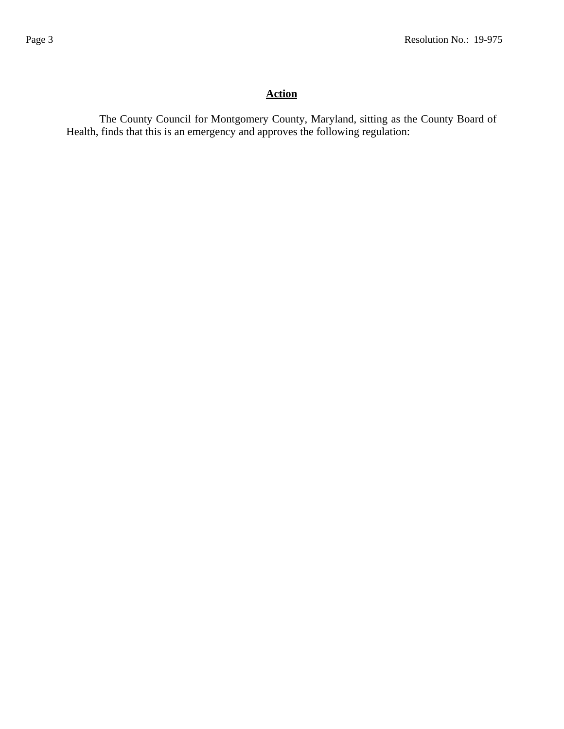## Action

The County Council for Montgomery County, Maryland, sitting as the County Board of Health, finds that this is an emergency and approves the following regulation: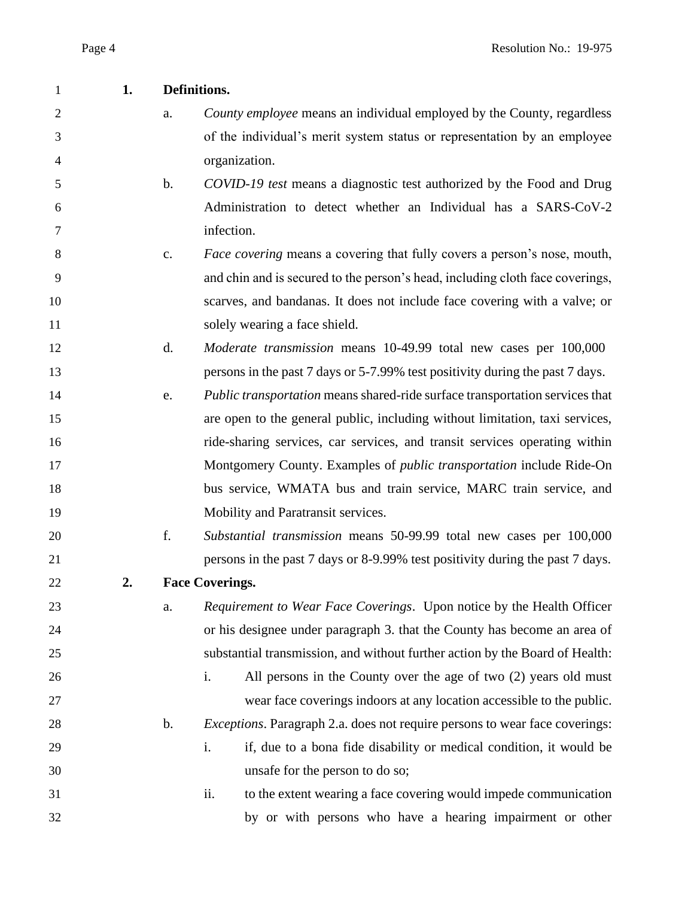**1. Definitions.**

a. *County employee* means an individual employed by the County, regardless of the individual's merit system status or representation by an employee organization.

b. *COVID-19 test* means a diagnostic test authorized by the Food and Drug Administration to detect whether an Individual has a SARS-CoV-2 infection.

c. *Face covering* means a covering that fully covers a person's nose, mouth, and chin and is secured to the person's head, including cloth face coverings, scarves, and bandanas. It does not include face covering with a valve; or solely wearing a face shield.

d. *Moderate transmission* means 10-49.99 total new cases per 100,000 persons in the past 7 days or 5-7.99% test positivity during the past 7 days.

e. *Public transportation* means shared-ride surface transportation services that are open to the general public, including without limitation, taxi services, ride-sharing services, car services, and transit services operating within Montgomery County. Examples of *public transportation* include Ride-On bus service, WMATA bus and train service, MARC train service, and Mobility and Paratransit services.

f. *Substantial transmission* means 50-99.99 total new cases per 100,000 persons in the past 7 days or 8-9.99% test positivity during the past 7 days.

**2. Face Coverings.**

a. *Requirement to Wear Face Coverings*. Upon notice by the Health Officer or his designee under paragraph 3. that the County has become an area of substantial transmission, and without further action by the Board of Health:

i. All persons in the County over the age of two (2) years old must wear face coverings indoors at any location accessible to the public.

b. *Exceptions*. Paragraph 2.a. does not require persons to wear face coverings:

i. if, due to a bona fide disability or medical condition, it would be unsafe for the person to do so;

ii. to the extent wearing a face covering would impede communication by or with persons who have a hearing impairment or other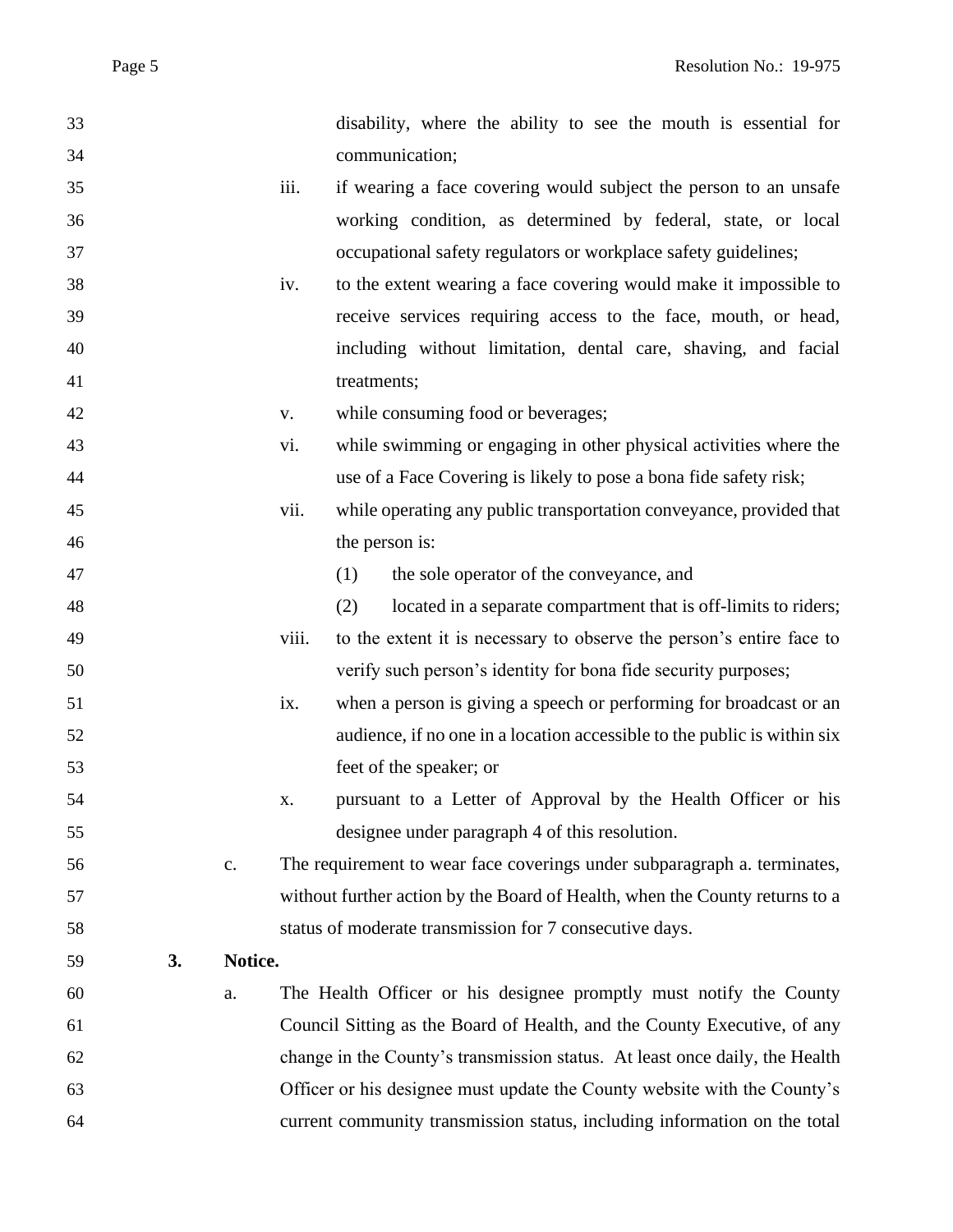disability, where the ability to see the mouth is essential for communication;

iii. if wearing a face covering would subject the person to an unsafe working condition, as determined by federal, state, or local occupational safety regulators or workplace safety guidelines;

iv. to the extent wearing a face covering would make it impossible to receive services requiring access to the face, mouth, or head, including without limitation, dental care, shaving, and facial treatments;

v. while consuming food or beverages;

vi. while swimming or engaging in other physical activities where the use of a Face Covering is likely to pose a bona fide safety risk;

vii. while operating any public transportation conveyance, provided that the person is:

(1) the sole operator of the conveyance, and

(2) located in a separate compartment that is off-limits to riders;

viii. to the extent it is necessary to observe the person's entire face to verify such person's identity for bona fide security purposes;

ix. when a person is giving a speech or performing for broadcast or an audience, if no one in a location accessible to the public is within six feet of the speaker; or

x. pursuant to a Letter of Approval by the Health Officer or his designee under paragraph 4 of this resolution.

c. The requirement to wear face coverings under subparagraph a. terminates, without further action by the Board of Health, when the County returns to a status of moderate transmission for 7 consecutive days.

**3. Notice.**

a. The Health Officer or his designee promptly must notify the County Council Sitting as the Board of Health, and the County Executive, of any change in the County's transmission status. At least once daily, the Health Officer or his designee must update the County website with the County's current community transmission status, including information on the total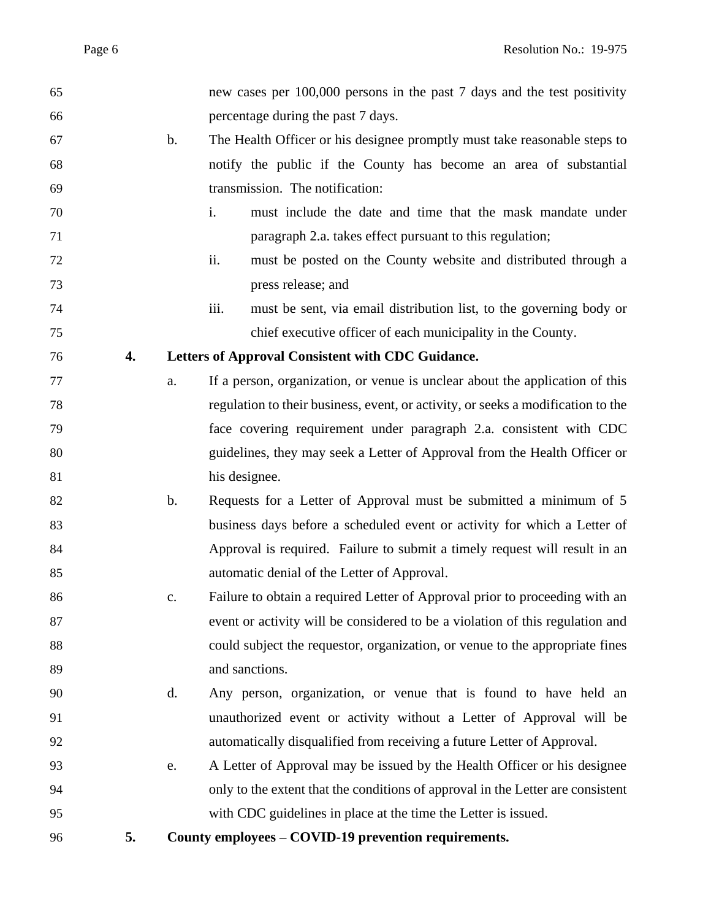new cases per 100,000 persons in the past 7 days and the test positivity percentage during the past 7 days.

b. The Health Officer or his designee promptly must take reasonable steps to notify the public if the County has become an area of substantial transmission. The notification:

   i. must include the date and time that the mask mandate under paragraph 2.a. takes effect pursuant to this regulation;

   ii. must be posted on the County website and distributed through a press release; and

   iii. must be sent, via email distribution list, to the governing body or chief executive officer of each municipality in the County.

**4. Letters of Approval Consistent with CDC Guidance.**

a. If a person, organization, or venue is unclear about the application of this regulation to their business, event, or activity, or seeks a modification to the face covering requirement under paragraph 2.a. consistent with CDC guidelines, they may seek a Letter of Approval from the Health Officer or his designee.

b. Requests for a Letter of Approval must be submitted a minimum of 5 business days before a scheduled event or activity for which a Letter of Approval is required. Failure to submit a timely request will result in an automatic denial of the Letter of Approval.

c. Failure to obtain a required Letter of Approval prior to proceeding with an event or activity will be considered to be a violation of this regulation and could subject the requestor, organization, or venue to the appropriate fines and sanctions.

d. Any person, organization, or venue that is found to have held an unauthorized event or activity without a Letter of Approval will be automatically disqualified from receiving a future Letter of Approval.

e. A Letter of Approval may be issued by the Health Officer or his designee only to the extent that the conditions of approval in the Letter are consistent with CDC guidelines in place at the time the Letter is issued.

**5. County employees – COVID-19 prevention requirements.**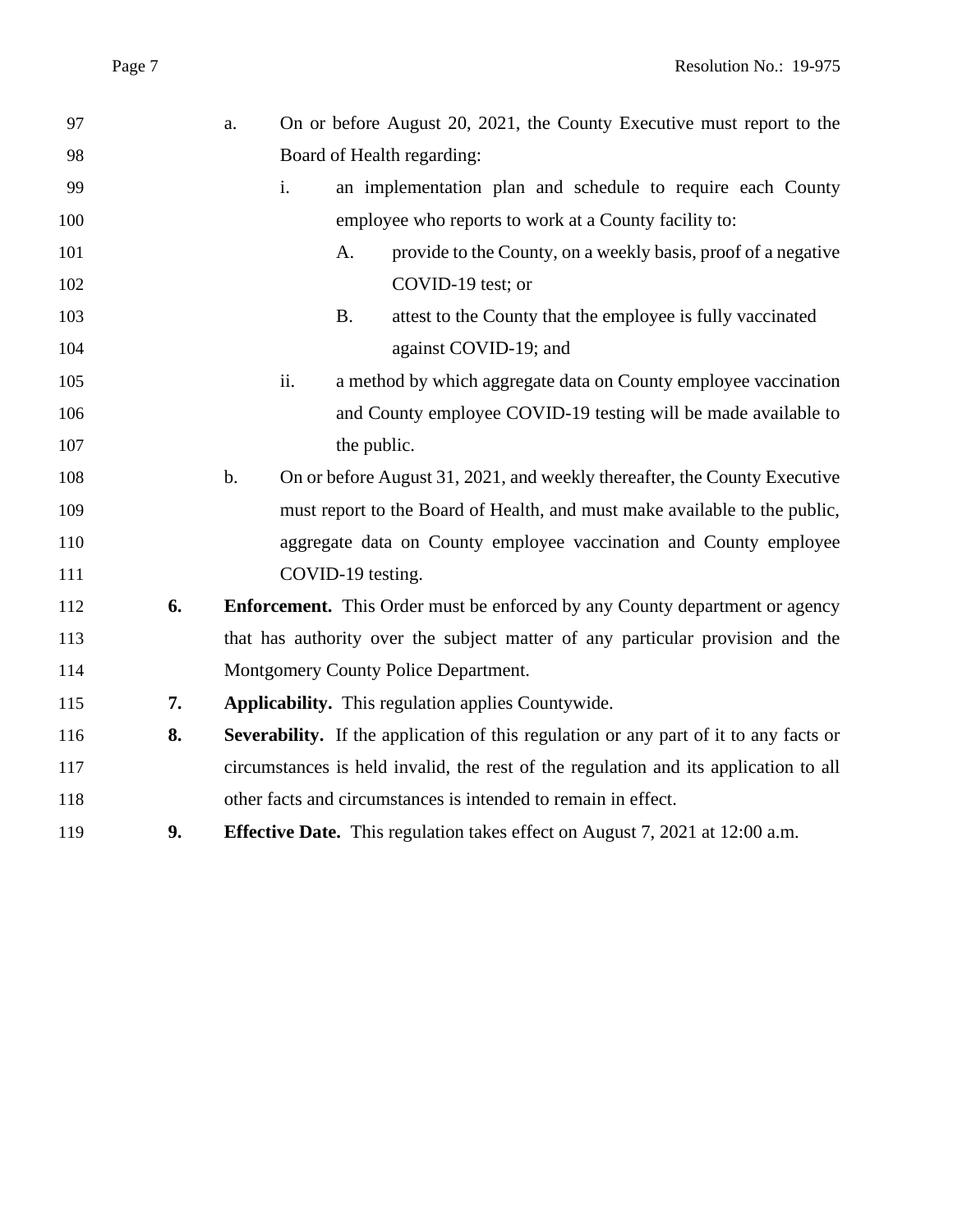a. On or before August 20, 2021, the County Executive must report to the Board of Health regarding:

   i. an implementation plan and schedule to require each County employee who reports to work at a County facility to:

      A. provide to the County, on a weekly basis, proof of a negative COVID-19 test; or

      B. attest to the County that the employee is fully vaccinated against COVID-19; and

   ii. a method by which aggregate data on County employee vaccination and County employee COVID-19 testing will be made available to the public.

b. On or before August 31, 2021, and weekly thereafter, the County Executive must report to the Board of Health, and must make available to the public, aggregate data on County employee vaccination and County employee COVID-19 testing.

**6. Enforcement.** This Order must be enforced by any County department or agency that has authority over the subject matter of any particular provision and the Montgomery County Police Department.

**7. Applicability.** This regulation applies Countywide.

**8. Severability.** If the application of this regulation or any part of it to any facts or circumstances is held invalid, the rest of the regulation and its application to all other facts and circumstances is intended to remain in effect.

**9. Effective Date.** This regulation takes effect on August 7, 2021 at 12:00 a.m.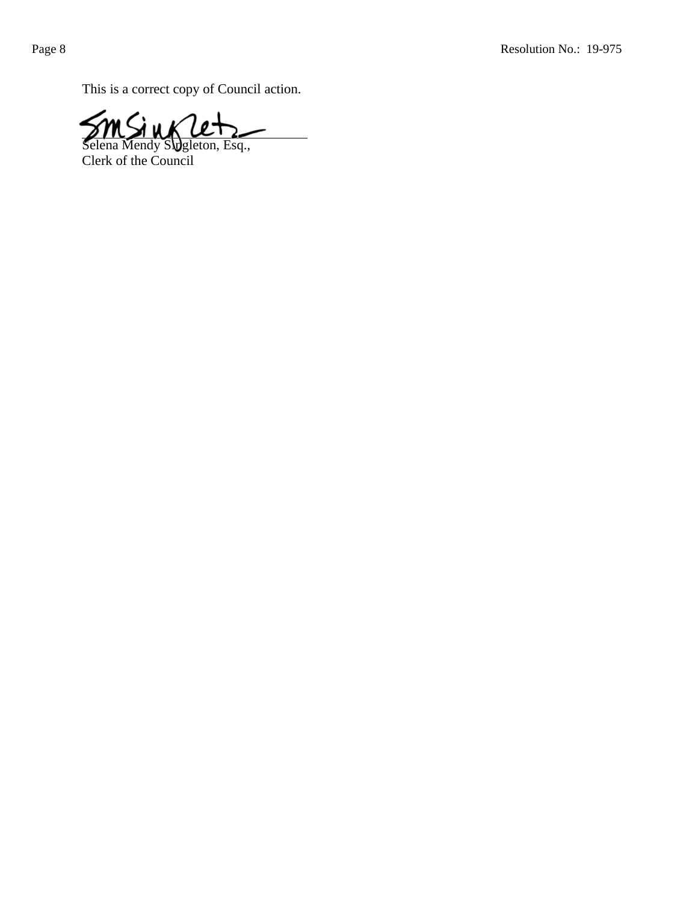This is a correct copy of Council action.

Selena Mendy Singleton, Esq.,
Clerk of the Council